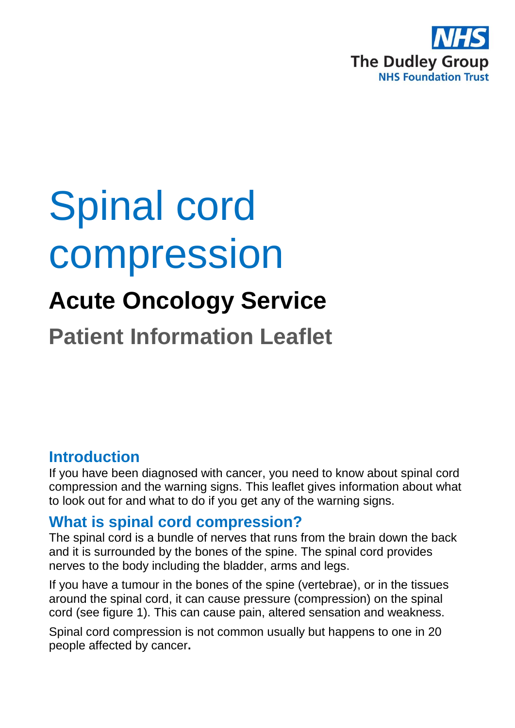The Dudley Group
NHS Foundation Trust

# Spinal cord compression

## Acute Oncology Service

## Patient Information Leaflet

### Introduction

If you have been diagnosed with cancer, you need to know about spinal cord compression and the warning signs. This leaflet gives information about what to look out for and what to do if you get any of the warning signs.

### What is spinal cord compression?

The spinal cord is a bundle of nerves that runs from the brain down the back and it is surrounded by the bones of the spine. The spinal cord provides nerves to the body including the bladder, arms and legs.

If you have a tumour in the bones of the spine (vertebrae), or in the tissues around the spinal cord, it can cause pressure (compression) on the spinal cord (see figure 1). This can cause pain, altered sensation and weakness.

Spinal cord compression is not common usually but happens to one in 20 people affected by cancer.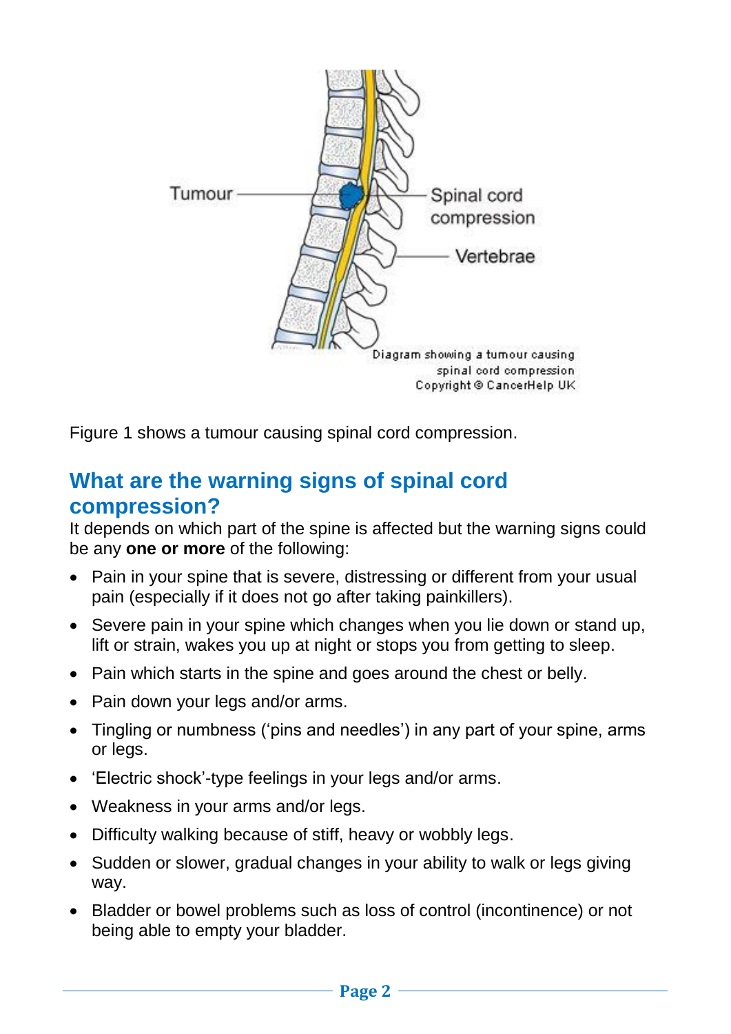Figure 1 shows a tumour causing spinal cord compression.

## What are the warning signs of spinal cord compression?

It depends on which part of the spine is affected but the warning signs could be any **one or more** of the following:

- Pain in your spine that is severe, distressing or different from your usual pain (especially if it does not go after taking painkillers).
- Severe pain in your spine which changes when you lie down or stand up, lift or strain, wakes you up at night or stops you from getting to sleep.
- Pain which starts in the spine and goes around the chest or belly.
- Pain down your legs and/or arms.
- Tingling or numbness ('pins and needles') in any part of your spine, arms or legs.
- 'Electric shock'-type feelings in your legs and/or arms.
- Weakness in your arms and/or legs.
- Difficulty walking because of stiff, heavy or wobbly legs.
- Sudden or slower, gradual changes in your ability to walk or legs giving way.
- Bladder or bowel problems such as loss of control (incontinence) or not being able to empty your bladder.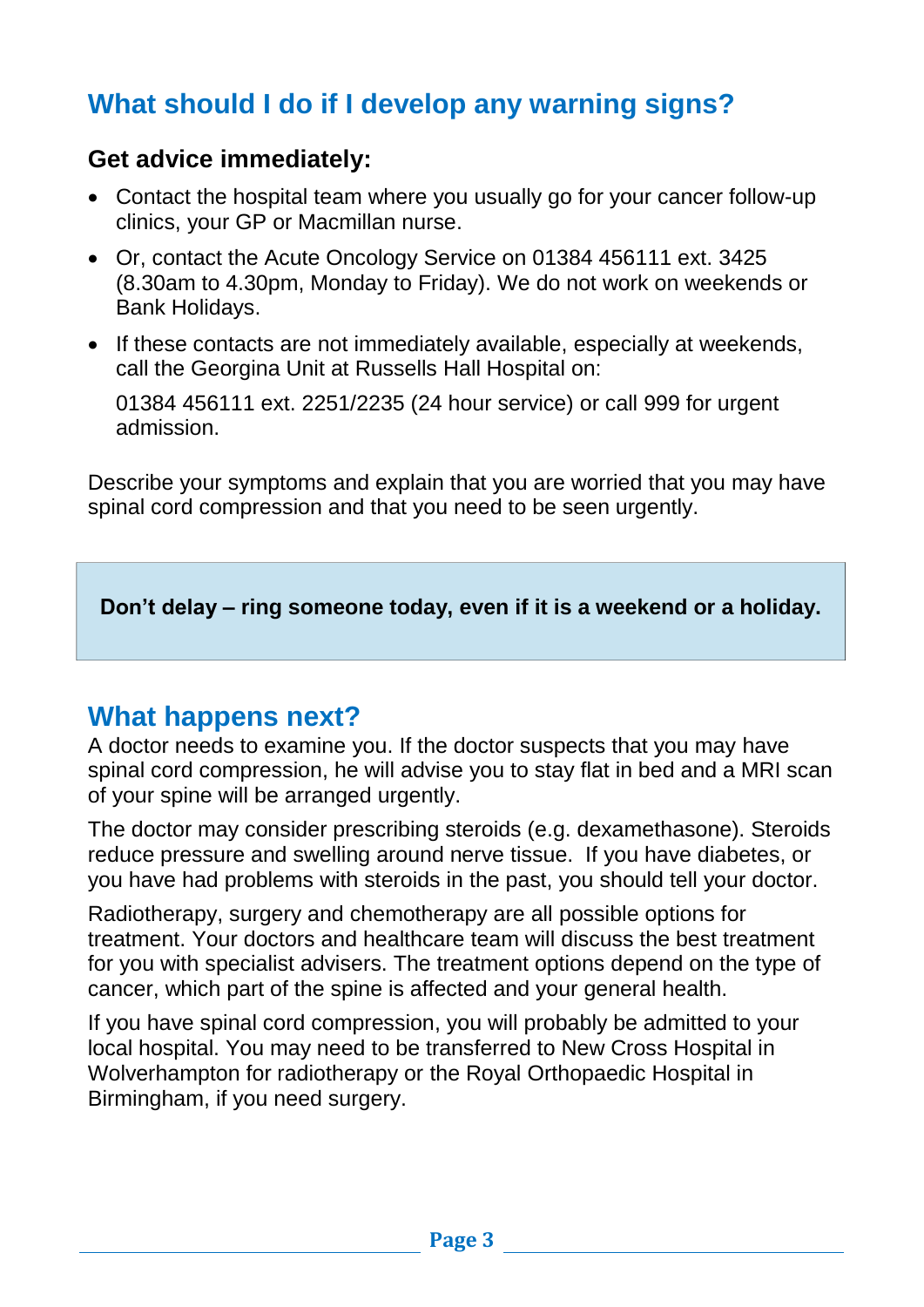## What should I do if I develop any warning signs?

### Get advice immediately:

- Contact the hospital team where you usually go for your cancer follow-up clinics, your GP or Macmillan nurse.
- Or, contact the Acute Oncology Service on 01384 456111 ext. 3425 (8.30am to 4.30pm, Monday to Friday). We do not work on weekends or Bank Holidays.
- If these contacts are not immediately available, especially at weekends, call the Georgina Unit at Russells Hall Hospital on:

  01384 456111 ext. 2251/2235 (24 hour service) or call 999 for urgent admission.

Describe your symptoms and explain that you are worried that you may have spinal cord compression and that you need to be seen urgently.

**Don't delay – ring someone today, even if it is a weekend or a holiday.**

## What happens next?

A doctor needs to examine you. If the doctor suspects that you may have spinal cord compression, he will advise you to stay flat in bed and a MRI scan of your spine will be arranged urgently.

The doctor may consider prescribing steroids (e.g. dexamethasone). Steroids reduce pressure and swelling around nerve tissue. If you have diabetes, or you have had problems with steroids in the past, you should tell your doctor.

Radiotherapy, surgery and chemotherapy are all possible options for treatment. Your doctors and healthcare team will discuss the best treatment for you with specialist advisers. The treatment options depend on the type of cancer, which part of the spine is affected and your general health.

If you have spinal cord compression, you will probably be admitted to your local hospital. You may need to be transferred to New Cross Hospital in Wolverhampton for radiotherapy or the Royal Orthopaedic Hospital in Birmingham, if you need surgery.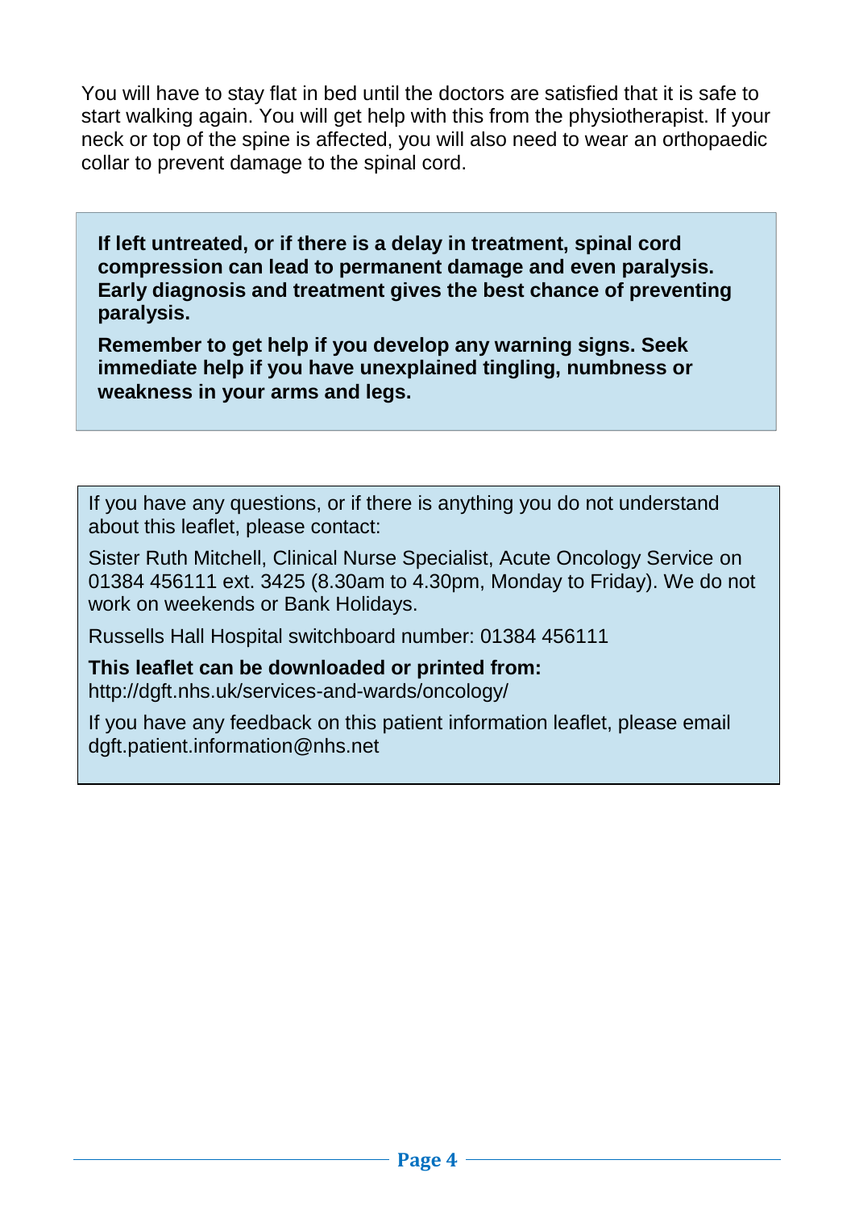You will have to stay flat in bed until the doctors are satisfied that it is safe to start walking again. You will get help with this from the physiotherapist. If your neck or top of the spine is affected, you will also need to wear an orthopaedic collar to prevent damage to the spinal cord.

**If left untreated, or if there is a delay in treatment, spinal cord compression can lead to permanent damage and even paralysis. Early diagnosis and treatment gives the best chance of preventing paralysis.**

**Remember to get help if you develop any warning signs. Seek immediate help if you have unexplained tingling, numbness or weakness in your arms and legs.**

If you have any questions, or if there is anything you do not understand about this leaflet, please contact:

Sister Ruth Mitchell, Clinical Nurse Specialist, Acute Oncology Service on 01384 456111 ext. 3425 (8.30am to 4.30pm, Monday to Friday). We do not work on weekends or Bank Holidays.

Russells Hall Hospital switchboard number: 01384 456111

**This leaflet can be downloaded or printed from:**
http://dgft.nhs.uk/services-and-wards/oncology/

If you have any feedback on this patient information leaflet, please email dgft.patient.information@nhs.net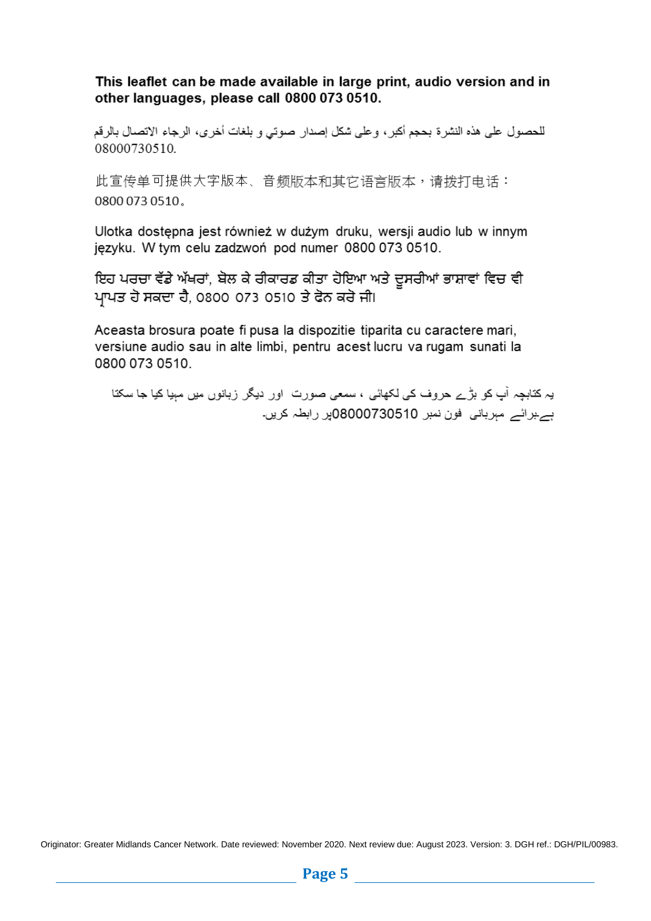**This leaflet can be made available in large print, audio version and in other languages, please call 0800 073 0510.**

للحصول على هذه النشرة بحجم أكبر، وعلى شكل إصدار صوتي و بلغات أخرى، الرجاء الاتصال بالرقم 08000730510.

此宣传单可提供大字版本、音频版本和其它语言版本，请拨打电话：0800 073 0510。

Ulotka dostępna jest również w dużym druku, wersji audio lub w innym języku. W tym celu zadzwoń pod numer 0800 073 0510.

ਇਹ ਪਰਚਾ ਵੱਡੇ ਅੱਖਰਾਂ, ਬੋਲ ਕੇ ਰੀਕਾਰਡ ਕੀਤਾ ਹੋਇਆ ਅਤੇ ਦੂਸਰੀਆਂ ਭਾਸ਼ਾਵਾਂ ਵਿਚ ਵੀ ਪ੍ਰਾਪਤ ਹੋ ਸਕਦਾ ਹੈ, 0800 073 0510 ਤੇ ਫੋਨ ਕਰੋ ਜੀ।

Aceasta brosura poate fi pusa la dispozitie tiparita cu caractere mari, versiune audio sau in alte limbi, pentru acest lucru va rugam sunati la 0800 073 0510.

یہ کتابچہ آپ کو بڑے حروف کی لکھائی ، سمعی صورت اور دیگر زبانوں میں مہیا کیا جا سکتا ہے۔برائے مہربانی فون نمبر 08000730510پر رابطہ کریں۔

Originator: Greater Midlands Cancer Network. Date reviewed: November 2020. Next review due: August 2023. Version: 3. DGH ref.: DGH/PIL/00983.